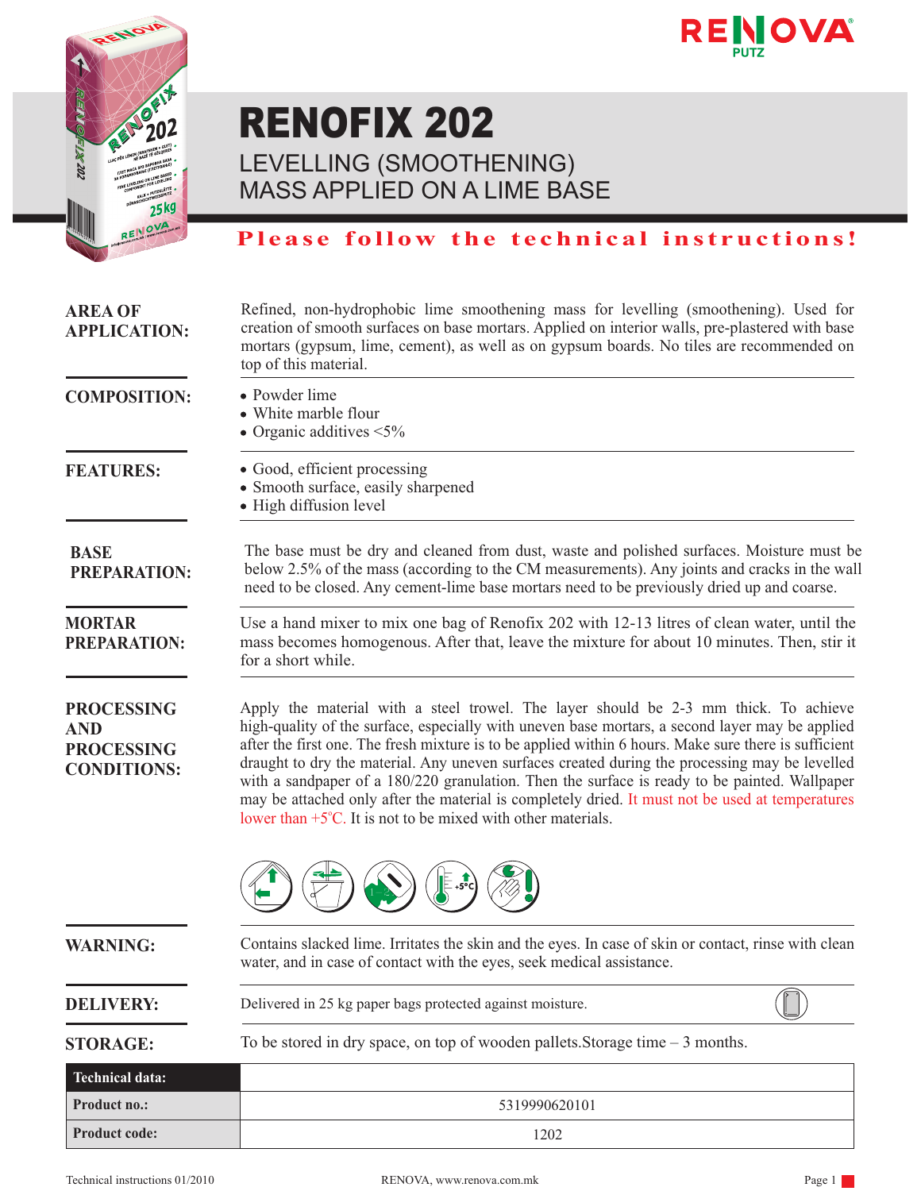RENOVA
PUTZ

# RENOFIX 202

## LEVELLING (SMOOTHENING) MASS APPLIED ON A LIME BASE

**Please follow the technical instructions!**

**AREA OF APPLICATION:**

Refined, non-hydrophobic lime smoothening mass for levelling (smoothening). Used for creation of smooth surfaces on base mortars. Applied on interior walls, pre-plastered with base mortars (gypsum, lime, cement), as well as on gypsum boards. No tiles are recommended on top of this material.

**COMPOSITION:**

- Powder lime
- White marble flour
- Organic additives <5%

**FEATURES:**

- Good, efficient processing
- Smooth surface, easily sharpened
- High diffusion level

**BASE PREPARATION:**

The base must be dry and cleaned from dust, waste and polished surfaces. Moisture must be below 2.5% of the mass (according to the CM measurements). Any joints and cracks in the wall need to be closed. Any cement-lime base mortars need to be previously dried up and coarse.

**MORTAR PREPARATION:**

Use a hand mixer to mix one bag of Renofix 202 with 12-13 litres of clean water, until the mass becomes homogenous. After that, leave the mixture for about 10 minutes. Then, stir it for a short while.

**PROCESSING AND PROCESSING CONDITIONS:**

Apply the material with a steel trowel. The layer should be 2-3 mm thick. To achieve high-quality of the surface, especially with uneven base mortars, a second layer may be applied after the first one. The fresh mixture is to be applied within 6 hours. Make sure there is sufficient draught to dry the material. Any uneven surfaces created during the processing may be levelled with a sandpaper of a 180/220 granulation. Then the surface is ready to be painted. Wallpaper may be attached only after the material is completely dried. It must not be used at temperatures lower than +5°C. It is not to be mixed with other materials.

**WARNING:**

Contains slacked lime. Irritates the skin and the eyes. In case of skin or contact, rinse with clean water, and in case of contact with the eyes, seek medical assistance.

**DELIVERY:**

Delivered in 25 kg paper bags protected against moisture.

**STORAGE:**

To be stored in dry space, on top of wooden pallets.Storage time – 3 months.

| Technical data: | |
|---|---|
| Product no.: | 5319990620101 |
| Product code: | 1202 |

Technical instructions 01/2010 — RENOVA, www.renova.com.mk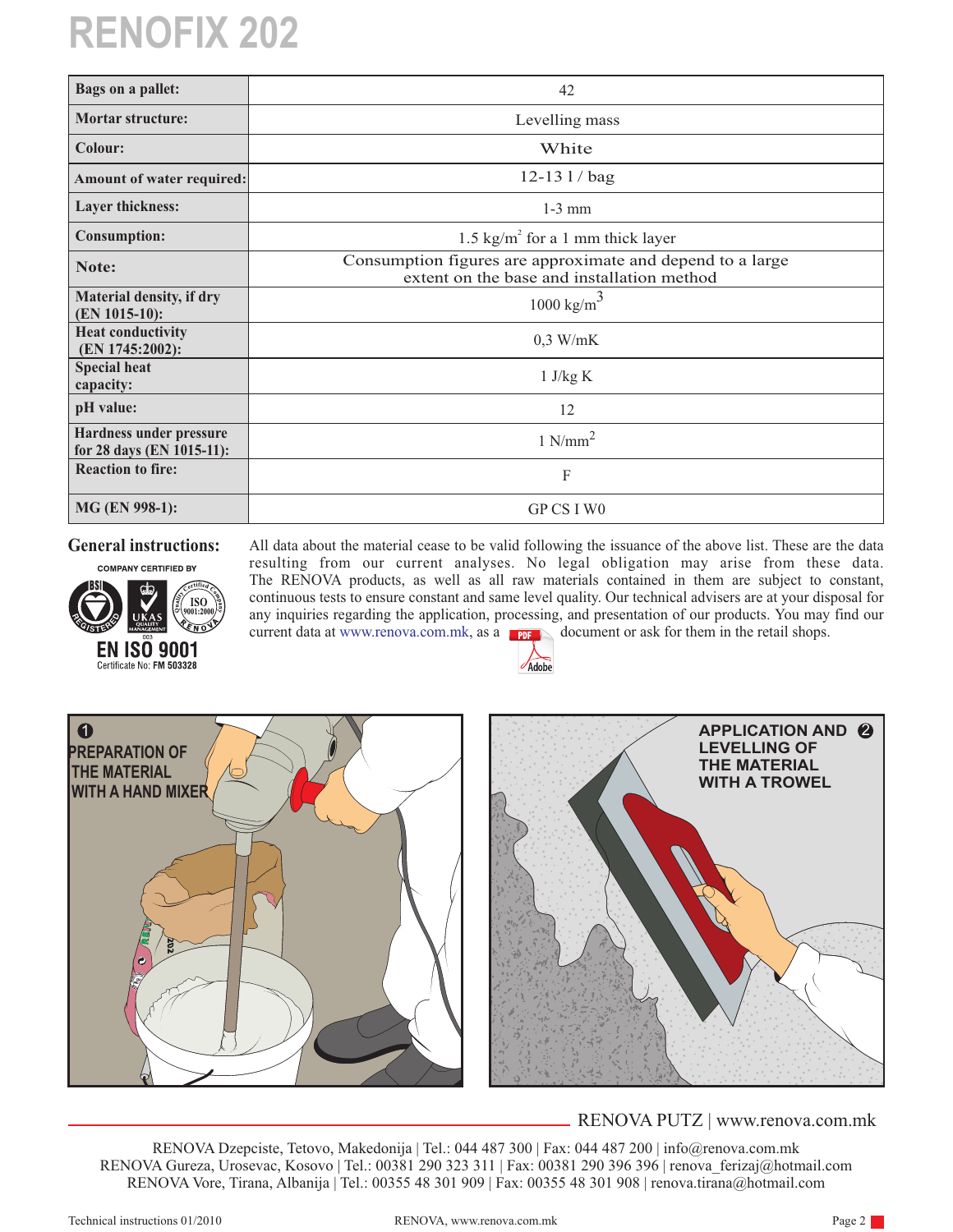# RENOFIX 202

| | |
|---|---|
| **Bags on a pallet:** | 42 |
| **Mortar structure:** | Levelling mass |
| **Colour:** | White |
| **Amount of water required:** | 12-13 l / bag |
| **Layer thickness:** | 1-3 mm |
| **Consumption:** | 1.5 kg/m$^2$ for a 1 mm thick layer |
| **Note:** | Consumption figures are approximate and depend to a large extent on the base and installation method |
| **Material density, if dry (EN 1015-10):** | 1000 kg/m$^3$ |
| **Heat conductivity (EN 1745:2002):** | 0,3 W/mK |
| **Special heat capacity:** | 1 J/kg K |
| **pH value:** | 12 |
| **Hardness under pressure for 28 days (EN 1015-11):** | 1 N/mm$^2$ |
| **Reaction to fire:** | F |
| **MG (EN 998-1):** | GP CS I W0 |

## General instructions:

COMPANY CERTIFIED BY

EN ISO 9001
Certificate No: FM 503328

All data about the material cease to be valid following the issuance of the above list. These are the data resulting from our current analyses. No legal obligation may arise from these data. The RENOVA products, as well as all raw materials contained in them are subject to constant, continuous tests to ensure constant and same level quality. Our technical advisers are at your disposal for any inquiries regarding the application, processing, and presentation of our products. You may find our current data at www.renova.com.mk, as a PDF document or ask for them in the retail shops.

1 PREPARATION OF THE MATERIAL WITH A HAND MIXER

2 APPLICATION AND LEVELLING OF THE MATERIAL WITH A TROWEL

RENOVA PUTZ | www.renova.com.mk

RENOVA Dzepciste, Tetovo, Makedonija | Tel.: 044 487 300 | Fax: 044 487 200 | info@renova.com.mk
RENOVA Gureza, Urosevac, Kosovo | Tel.: 00381 290 323 311 | Fax: 00381 290 396 396 | renova_ferizaj@hotmail.com
RENOVA Vore, Tirana, Albanija | Tel.: 00355 48 301 909 | Fax: 00355 48 301 908 | renova.tirana@hotmail.com